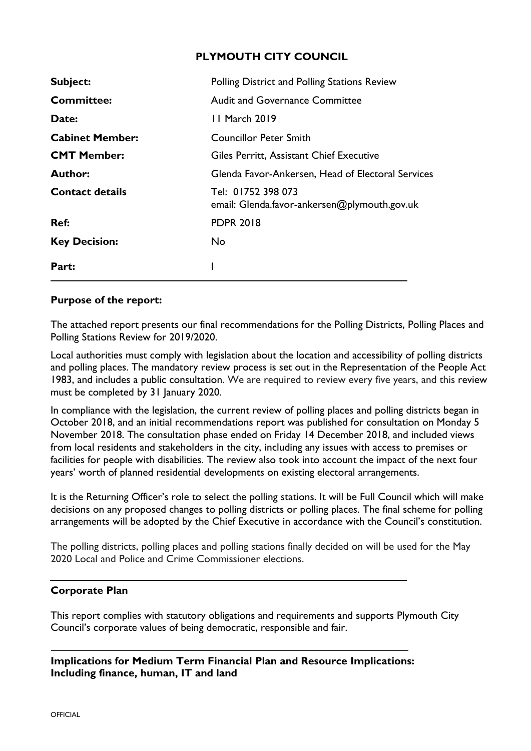# PLYMOUTH CITY COUNCIL

| | |
|---|---|
| **Subject:** | Polling District and Polling Stations Review |
| **Committee:** | Audit and Governance Committee |
| **Date:** | 11 March 2019 |
| **Cabinet Member:** | Councillor Peter Smith |
| **CMT Member:** | Giles Perritt, Assistant Chief Executive |
| **Author:** | Glenda Favor-Ankersen, Head of Electoral Services |
| **Contact details** | Tel: 01752 398 073<br>email: Glenda.favor-ankersen@plymouth.gov.uk |
| **Ref:** | PDPR 2018 |
| **Key Decision:** | No |
| **Part:** | I |

**Purpose of the report:**

The attached report presents our final recommendations for the Polling Districts, Polling Places and Polling Stations Review for 2019/2020.

Local authorities must comply with legislation about the location and accessibility of polling districts and polling places. The mandatory review process is set out in the Representation of the People Act 1983, and includes a public consultation. We are required to review every five years, and this review must be completed by 31 January 2020.

In compliance with the legislation, the current review of polling places and polling districts began in October 2018, and an initial recommendations report was published for consultation on Monday 5 November 2018. The consultation phase ended on Friday 14 December 2018, and included views from local residents and stakeholders in the city, including any issues with access to premises or facilities for people with disabilities. The review also took into account the impact of the next four years' worth of planned residential developments on existing electoral arrangements.

It is the Returning Officer's role to select the polling stations. It will be Full Council which will make decisions on any proposed changes to polling districts or polling places. The final scheme for polling arrangements will be adopted by the Chief Executive in accordance with the Council's constitution.

The polling districts, polling places and polling stations finally decided on will be used for the May 2020 Local and Police and Crime Commissioner elections.

**Corporate Plan**

This report complies with statutory obligations and requirements and supports Plymouth City Council's corporate values of being democratic, responsible and fair.

**Implications for Medium Term Financial Plan and Resource Implications: Including finance, human, IT and land**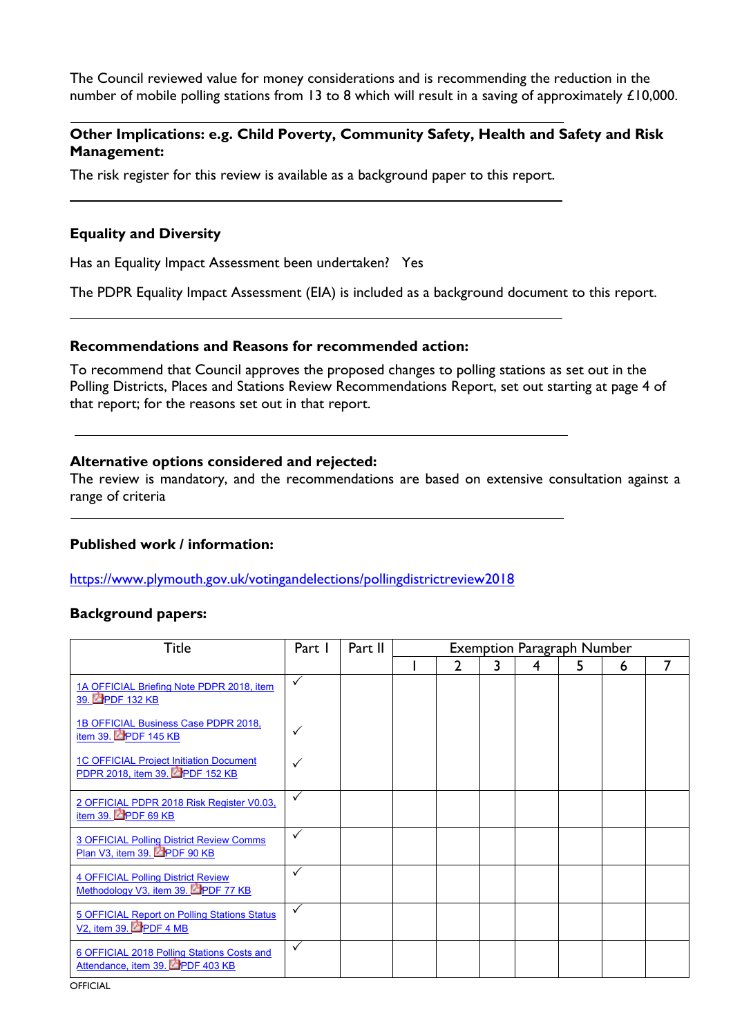The Council reviewed value for money considerations and is recommending the reduction in the number of mobile polling stations from 13 to 8 which will result in a saving of approximately £10,000.

**Other Implications: e.g. Child Poverty, Community Safety, Health and Safety and Risk Management:**

The risk register for this review is available as a background paper to this report.

**Equality and Diversity**

Has an Equality Impact Assessment been undertaken? Yes

The PDPR Equality Impact Assessment (EIA) is included as a background document to this report.

**Recommendations and Reasons for recommended action:**

To recommend that Council approves the proposed changes to polling stations as set out in the Polling Districts, Places and Stations Review Recommendations Report, set out starting at page 4 of that report; for the reasons set out in that report.

**Alternative options considered and rejected:**

The review is mandatory, and the recommendations are based on extensive consultation against a range of criteria

**Published work / information:**

https://www.plymouth.gov.uk/votingandelections/pollingdistrictreview2018

**Background papers:**

| Title | Part I | Part II | Exemption Paragraph Number | | | | | | |
|---|---|---|---|---|---|---|---|---|---|
| | | | 1 | 2 | 3 | 4 | 5 | 6 | 7 |
| 1A OFFICIAL Briefing Note PDPR 2018, item 39. PDF 132 KB<br>1B OFFICIAL Business Case PDPR 2018, item 39. PDF 145 KB<br>1C OFFICIAL Project Initiation Document PDPR 2018, item 39. PDF 152 KB | ✓<br>✓<br>✓ | | | | | | | | |
| 2 OFFICIAL PDPR 2018 Risk Register V0.03, item 39. PDF 69 KB | ✓ | | | | | | | | |
| 3 OFFICIAL Polling District Review Comms Plan V3, item 39. PDF 90 KB | ✓ | | | | | | | | |
| 4 OFFICIAL Polling District Review Methodology V3, item 39. PDF 77 KB | ✓ | | | | | | | | |
| 5 OFFICIAL Report on Polling Stations Status V2, item 39. PDF 4 MB | ✓ | | | | | | | | |
| 6 OFFICIAL 2018 Polling Stations Costs and Attendance, item 39. PDF 403 KB | ✓ | | | | | | | | |

OFFICIAL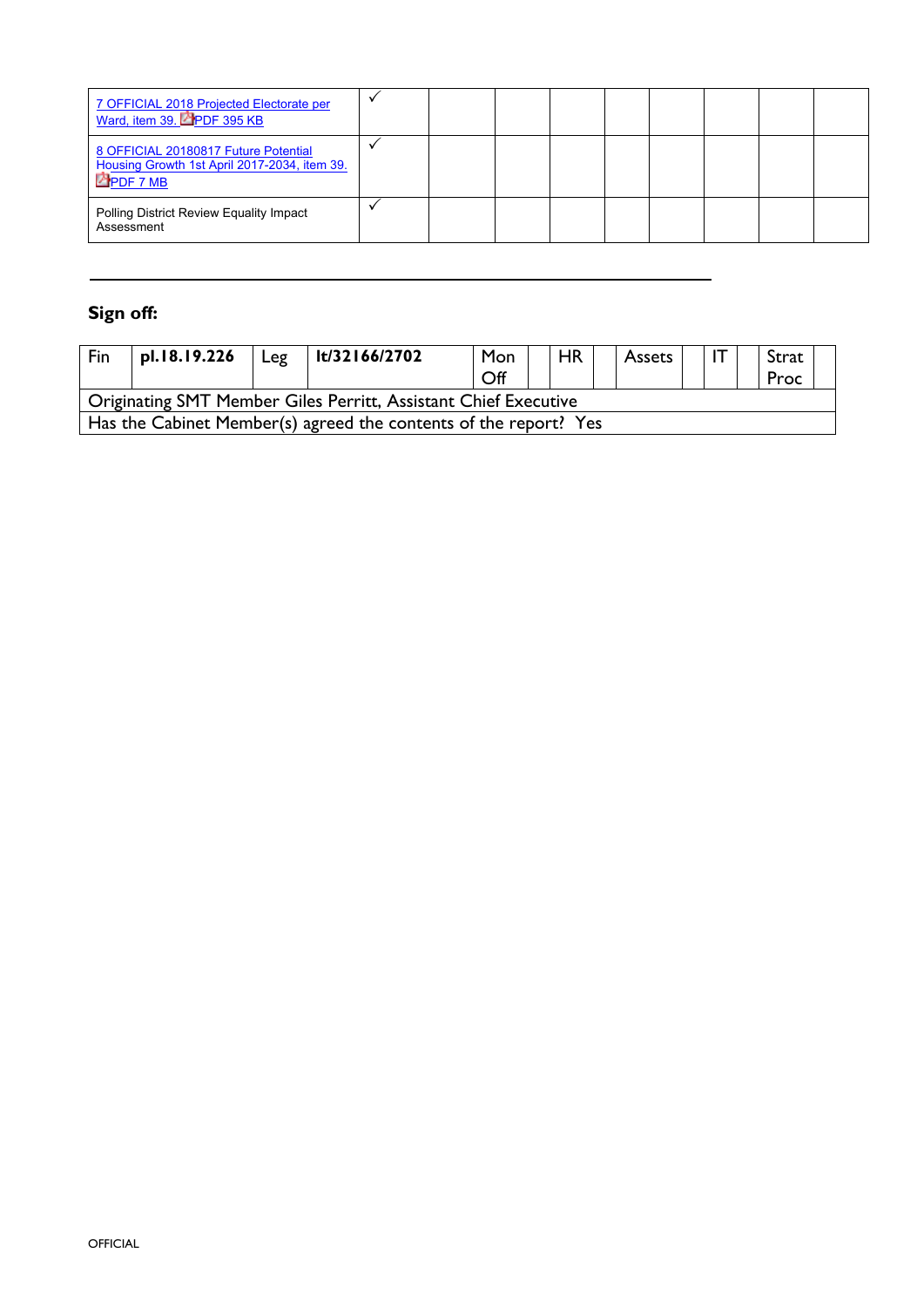| | | | | | | | | | |
|---|---|---|---|---|---|---|---|---|---|
| 7 OFFICIAL 2018 Projected Electorate per Ward, item 39. PDF 395 KB | ✓ | | | | | | | | |
| 8 OFFICIAL 20180817 Future Potential Housing Growth 1st April 2017-2034, item 39. PDF 7 MB | ✓ | | | | | | | | |
| Polling District Review Equality Impact Assessment | ✓ | | | | | | | | |

---

**Sign off:**

| Fin | pl.18.19.226 | Leg | lt/32166/2702 | Mon Off | | HR | | Assets | | IT | | Strat Proc | |
|---|---|---|---|---|---|---|---|---|---|---|---|---|---|
| Originating SMT Member Giles Perritt, Assistant Chief Executive | | | | | | | | | | | | | |
| Has the Cabinet Member(s) agreed the contents of the report? Yes | | | | | | | | | | | | | |